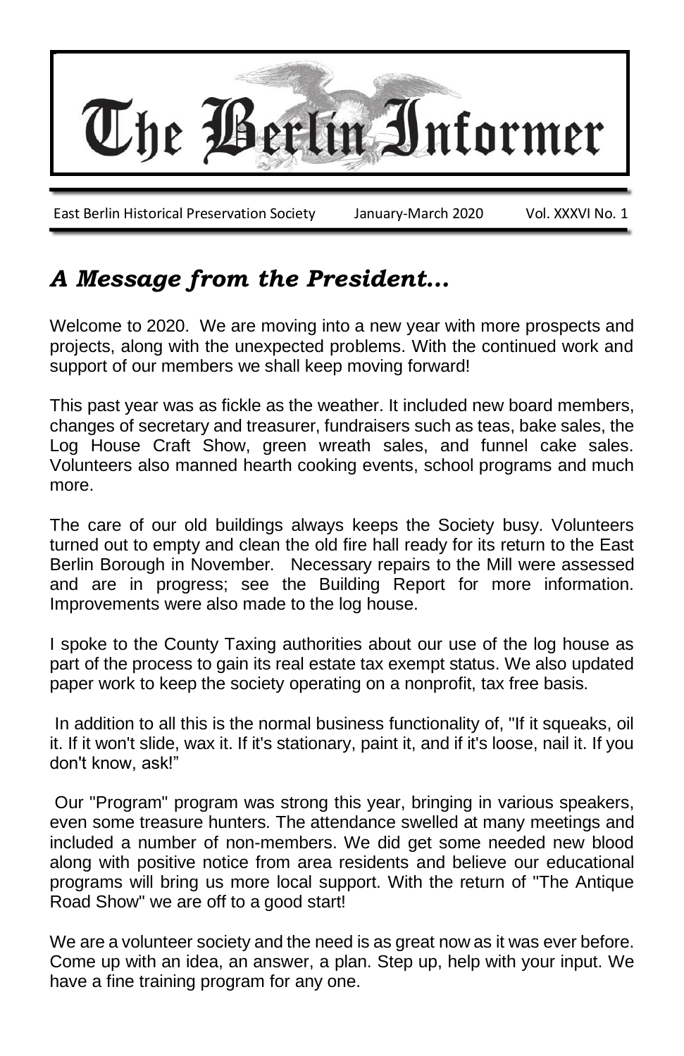# The Berlin Informer

East Berlin Historical Preservation Society | January-March 2020 | Vol. XXXVI No. 1

## *A Message from the President...*

Welcome to 2020. We are moving into a new year with more prospects and projects, along with the unexpected problems. With the continued work and support of our members we shall keep moving forward!

This past year was as fickle as the weather. It included new board members, changes of secretary and treasurer, fundraisers such as teas, bake sales, the Log House Craft Show, green wreath sales, and funnel cake sales. Volunteers also manned hearth cooking events, school programs and much more.

The care of our old buildings always keeps the Society busy. Volunteers turned out to empty and clean the old fire hall ready for its return to the East Berlin Borough in November. Necessary repairs to the Mill were assessed and are in progress; see the Building Report for more information. Improvements were also made to the log house.

I spoke to the County Taxing authorities about our use of the log house as part of the process to gain its real estate tax exempt status. We also updated paper work to keep the society operating on a nonprofit, tax free basis.

In addition to all this is the normal business functionality of, "If it squeaks, oil it. If it won't slide, wax it. If it's stationary, paint it, and if it's loose, nail it. If you don't know, ask!"

Our "Program" program was strong this year, bringing in various speakers, even some treasure hunters. The attendance swelled at many meetings and included a number of non-members. We did get some needed new blood along with positive notice from area residents and believe our educational programs will bring us more local support. With the return of "The Antique Road Show" we are off to a good start!

We are a volunteer society and the need is as great now as it was ever before. Come up with an idea, an answer, a plan. Step up, help with your input. We have a fine training program for any one.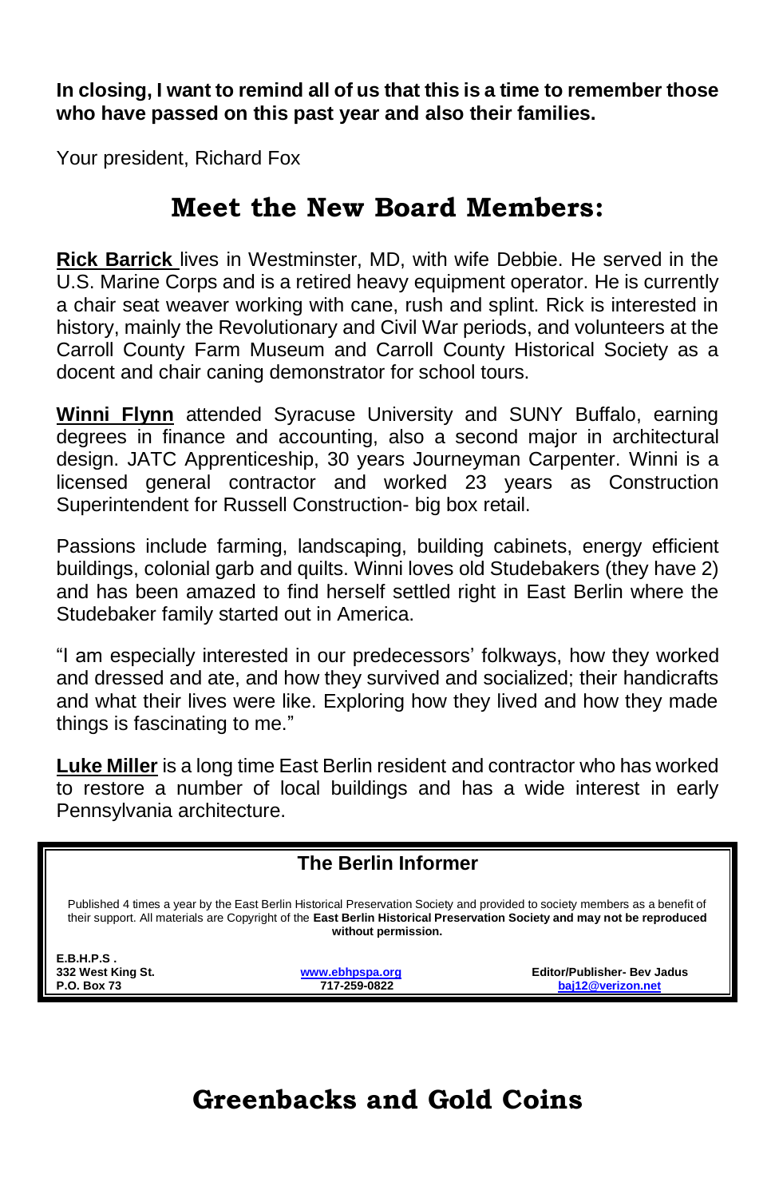**In closing, I want to remind all of us that this is a time to remember those who have passed on this past year and also their families.**

Your president, Richard Fox

# Meet the New Board Members:

**Rick Barrick** lives in Westminster, MD, with wife Debbie. He served in the U.S. Marine Corps and is a retired heavy equipment operator. He is currently a chair seat weaver working with cane, rush and splint. Rick is interested in history, mainly the Revolutionary and Civil War periods, and volunteers at the Carroll County Farm Museum and Carroll County Historical Society as a docent and chair caning demonstrator for school tours.

**Winni Flynn** attended Syracuse University and SUNY Buffalo, earning degrees in finance and accounting, also a second major in architectural design. JATC Apprenticeship, 30 years Journeyman Carpenter. Winni is a licensed general contractor and worked 23 years as Construction Superintendent for Russell Construction- big box retail.

Passions include farming, landscaping, building cabinets, energy efficient buildings, colonial garb and quilts. Winni loves old Studebakers (they have 2) and has been amazed to find herself settled right in East Berlin where the Studebaker family started out in America.

"I am especially interested in our predecessors' folkways, how they worked and dressed and ate, and how they survived and socialized; their handicrafts and what their lives were like. Exploring how they lived and how they made things is fascinating to me."

**Luke Miller** is a long time East Berlin resident and contractor who has worked to restore a number of local buildings and has a wide interest in early Pennsylvania architecture.

---

**The Berlin Informer**

Published 4 times a year by the East Berlin Historical Preservation Society and provided to society members as a benefit of their support. All materials are Copyright of the **East Berlin Historical Preservation Society and may not be reproduced without permission.**

**E.B.H.P.S .**
**332 West King St.**
**P.O. Box 73**

**www.ebhpspa.org**
**717-259-0822**

**Editor/Publisher- Bev Jadus**
**baj12@verizon.net**

---

# Greenbacks and Gold Coins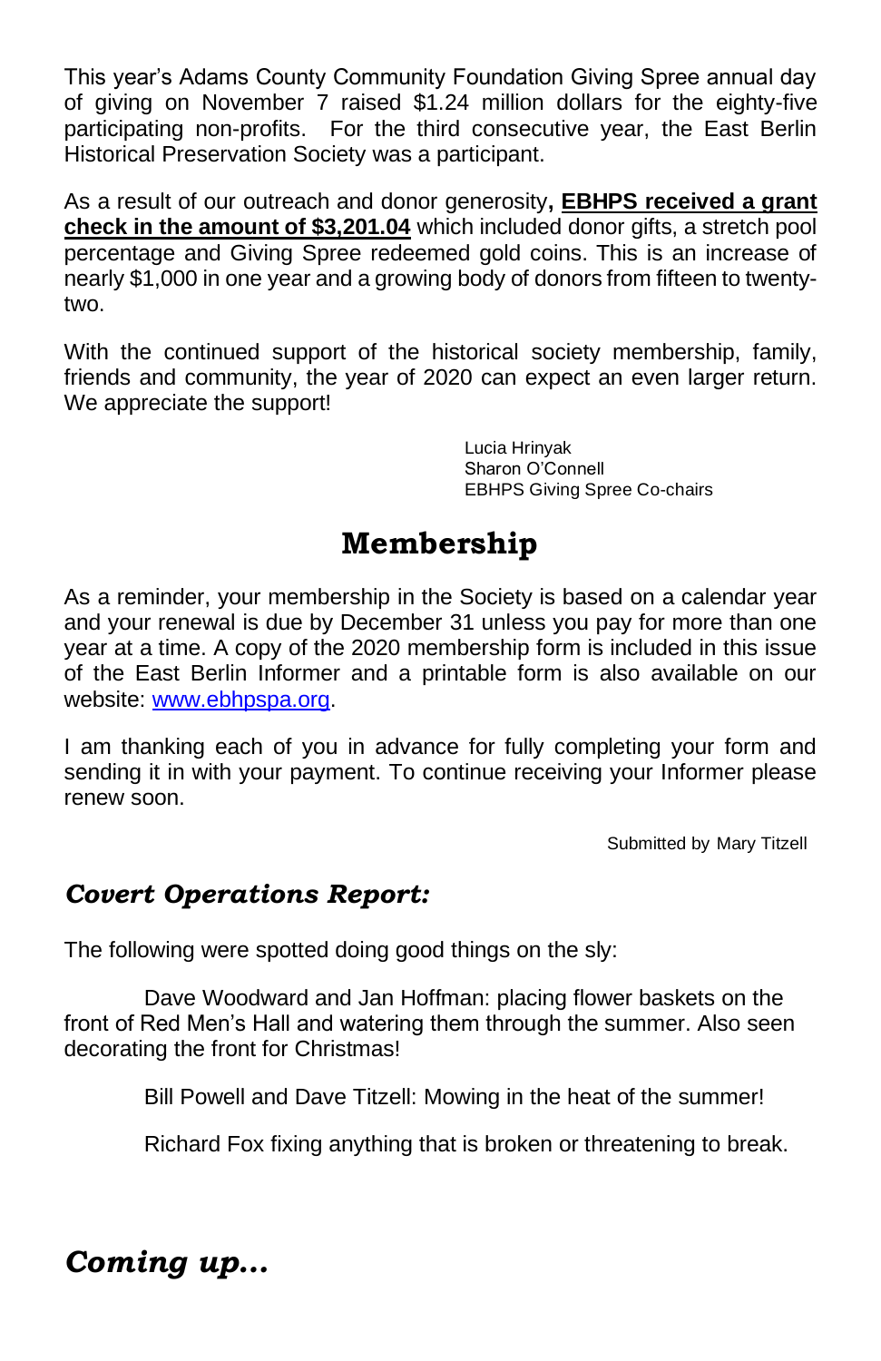This year's Adams County Community Foundation Giving Spree annual day of giving on November 7 raised $1.24 million dollars for the eighty-five participating non-profits. For the third consecutive year, the East Berlin Historical Preservation Society was a participant.

As a result of our outreach and donor generosity**, <u>EBHPS received a grant check in the amount of $3,201.04</u>** which included donor gifts, a stretch pool percentage and Giving Spree redeemed gold coins. This is an increase of nearly $1,000 in one year and a growing body of donors from fifteen to twenty-two.

With the continued support of the historical society membership, family, friends and community, the year of 2020 can expect an even larger return. We appreciate the support!

Lucia Hrinyak
Sharon O'Connell
EBHPS Giving Spree Co-chairs

## Membership

As a reminder, your membership in the Society is based on a calendar year and your renewal is due by December 31 unless you pay for more than one year at a time. A copy of the 2020 membership form is included in this issue of the East Berlin Informer and a printable form is also available on our website: [www.ebhpspa.org](http://www.ebhpspa.org).

I am thanking each of you in advance for fully completing your form and sending it in with your payment. To continue receiving your Informer please renew soon.

Submitted by Mary Titzell

## *Covert Operations Report:*

The following were spotted doing good things on the sly:

Dave Woodward and Jan Hoffman: placing flower baskets on the front of Red Men's Hall and watering them through the summer. Also seen decorating the front for Christmas!

Bill Powell and Dave Titzell: Mowing in the heat of the summer!

Richard Fox fixing anything that is broken or threatening to break.

## *Coming up…*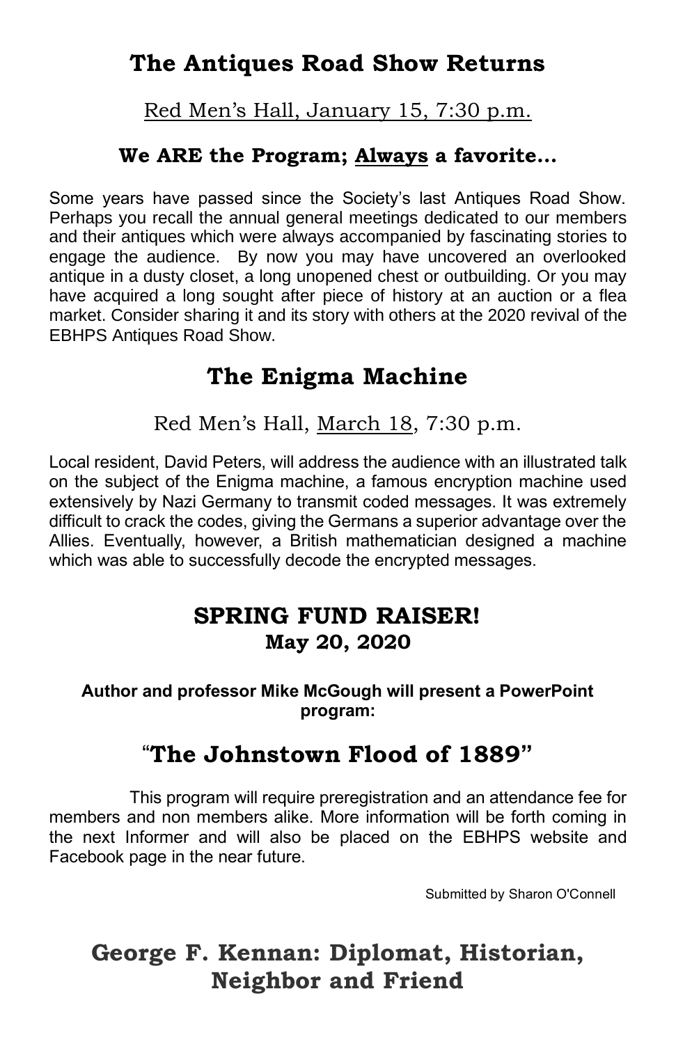## The Antiques Road Show Returns

Red Men's Hall, January 15, 7:30 p.m.

### We ARE the Program; Always a favorite…

Some years have passed since the Society's last Antiques Road Show. Perhaps you recall the annual general meetings dedicated to our members and their antiques which were always accompanied by fascinating stories to engage the audience. By now you may have uncovered an overlooked antique in a dusty closet, a long unopened chest or outbuilding. Or you may have acquired a long sought after piece of history at an auction or a flea market. Consider sharing it and its story with others at the 2020 revival of the EBHPS Antiques Road Show.

## The Enigma Machine

Red Men's Hall, March 18, 7:30 p.m.

Local resident, David Peters, will address the audience with an illustrated talk on the subject of the Enigma machine, a famous encryption machine used extensively by Nazi Germany to transmit coded messages. It was extremely difficult to crack the codes, giving the Germans a superior advantage over the Allies. Eventually, however, a British mathematician designed a machine which was able to successfully decode the encrypted messages.

## SPRING FUND RAISER!

### May 20, 2020

**Author and professor Mike McGough will present a PowerPoint program:**

## "The Johnstown Flood of 1889"

This program will require preregistration and an attendance fee for members and non members alike. More information will be forth coming in the next Informer and will also be placed on the EBHPS website and Facebook page in the near future.

Submitted by Sharon O'Connell

## George F. Kennan: Diplomat, Historian, Neighbor and Friend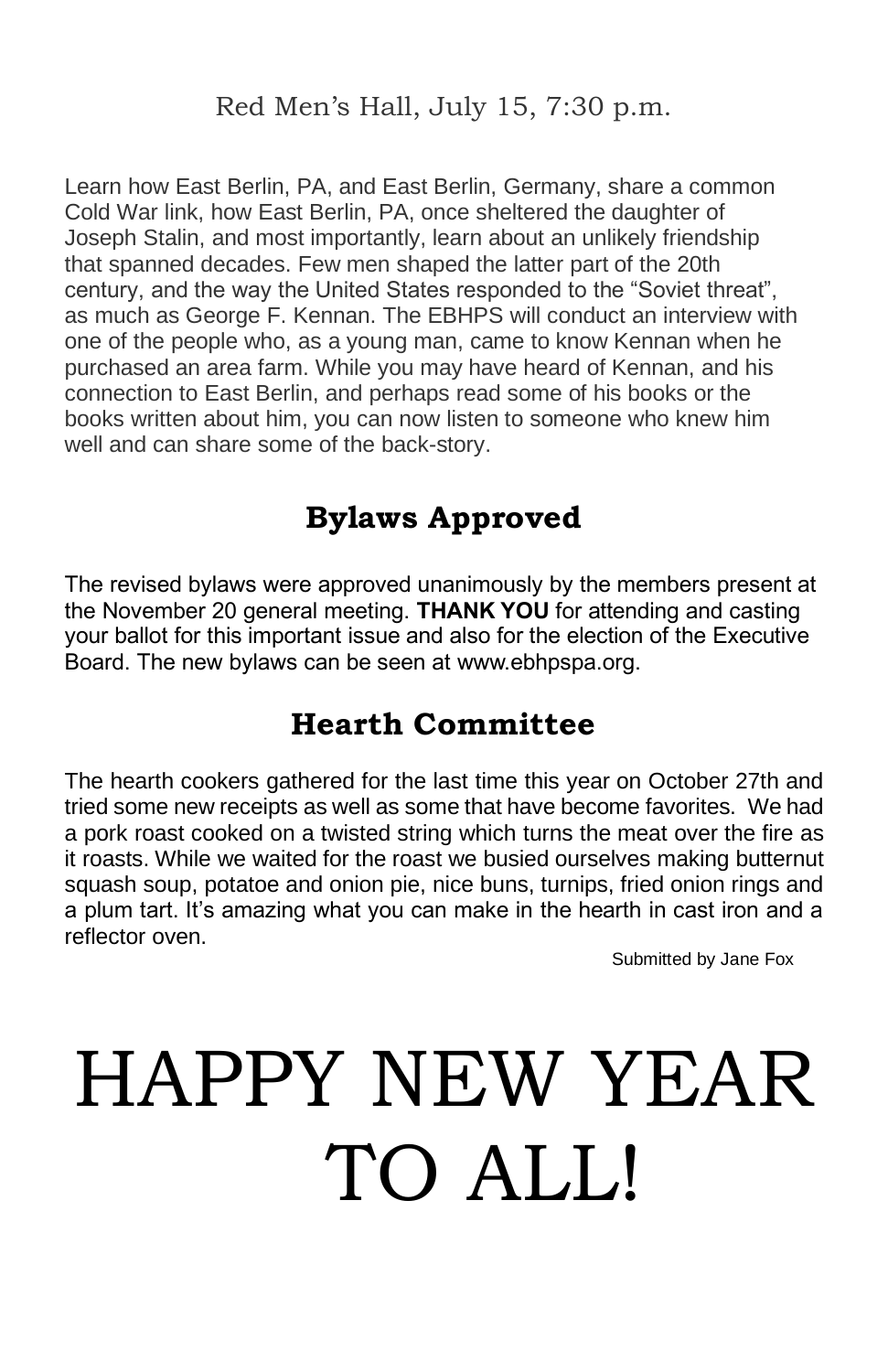Red Men's Hall, July 15, 7:30 p.m.

Learn how East Berlin, PA, and East Berlin, Germany, share a common Cold War link, how East Berlin, PA, once sheltered the daughter of Joseph Stalin, and most importantly, learn about an unlikely friendship that spanned decades. Few men shaped the latter part of the 20th century, and the way the United States responded to the "Soviet threat", as much as George F. Kennan. The EBHPS will conduct an interview with one of the people who, as a young man, came to know Kennan when he purchased an area farm. While you may have heard of Kennan, and his connection to East Berlin, and perhaps read some of his books or the books written about him, you can now listen to someone who knew him well and can share some of the back-story.

## Bylaws Approved

The revised bylaws were approved unanimously by the members present at the November 20 general meeting. **THANK YOU** for attending and casting your ballot for this important issue and also for the election of the Executive Board. The new bylaws can be seen at www.ebhpspa.org.

## Hearth Committee

The hearth cookers gathered for the last time this year on October 27th and tried some new receipts as well as some that have become favorites. We had a pork roast cooked on a twisted string which turns the meat over the fire as it roasts. While we waited for the roast we busied ourselves making butternut squash soup, potatoe and onion pie, nice buns, turnips, fried onion rings and a plum tart. It's amazing what you can make in the hearth in cast iron and a reflector oven.

Submitted by Jane Fox

# HAPPY NEW YEAR TO ALL!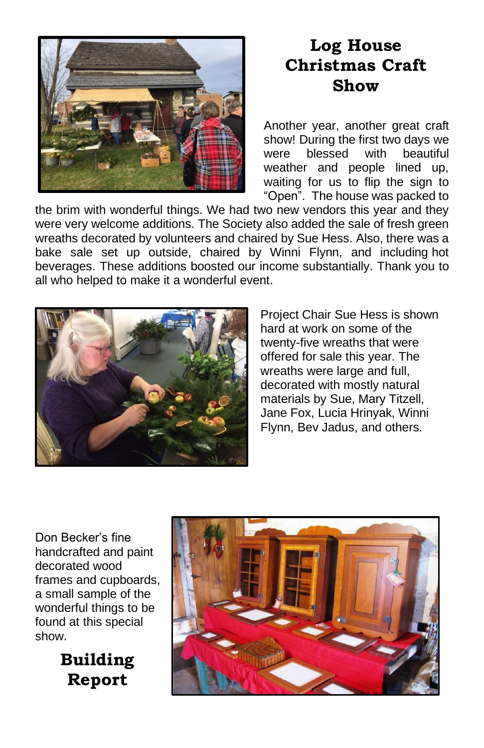## Log House Christmas Craft Show

Another year, another great craft show! During the first two days we were blessed with beautiful weather and people lined up, waiting for us to flip the sign to "Open". The house was packed to the brim with wonderful things. We had two new vendors this year and they were very welcome additions. The Society also added the sale of fresh green wreaths decorated by volunteers and chaired by Sue Hess. Also, there was a bake sale set up outside, chaired by Winni Flynn, and including hot beverages. These additions boosted our income substantially. Thank you to all who helped to make it a wonderful event.

Project Chair Sue Hess is shown hard at work on some of the twenty-five wreaths that were offered for sale this year. The wreaths were large and full, decorated with mostly natural materials by Sue, Mary Titzell, Jane Fox, Lucia Hrinyak, Winni Flynn, Bev Jadus, and others.

Don Becker's fine handcrafted and paint decorated wood frames and cupboards, a small sample of the wonderful things to be found at this special show.

## Building Report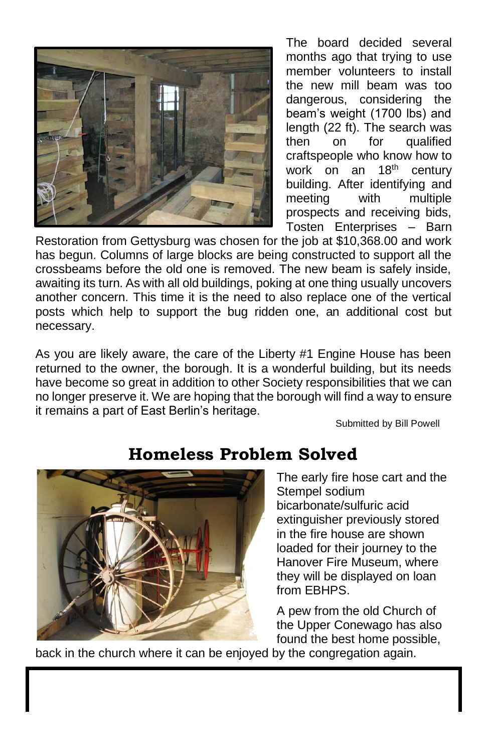The board decided several months ago that trying to use member volunteers to install the new mill beam was too dangerous, considering the beam's weight (1700 lbs) and length (22 ft). The search was then on for qualified craftspeople who know how to work on an 18th century building. After identifying and meeting with multiple prospects and receiving bids, Tosten Enterprises – Barn Restoration from Gettysburg was chosen for the job at $10,368.00 and work has begun. Columns of large blocks are being constructed to support all the crossbeams before the old one is removed. The new beam is safely inside, awaiting its turn. As with all old buildings, poking at one thing usually uncovers another concern. This time it is the need to also replace one of the vertical posts which help to support the bug ridden one, an additional cost but necessary.

As you are likely aware, the care of the Liberty #1 Engine House has been returned to the owner, the borough. It is a wonderful building, but its needs have become so great in addition to other Society responsibilities that we can no longer preserve it. We are hoping that the borough will find a way to ensure it remains a part of East Berlin's heritage.

Submitted by Bill Powell

## Homeless Problem Solved

The early fire hose cart and the Stempel sodium bicarbonate/sulfuric acid extinguisher previously stored in the fire house are shown loaded for their journey to the Hanover Fire Museum, where they will be displayed on loan from EBHPS.

A pew from the old Church of the Upper Conewago has also found the best home possible, back in the church where it can be enjoyed by the congregation again.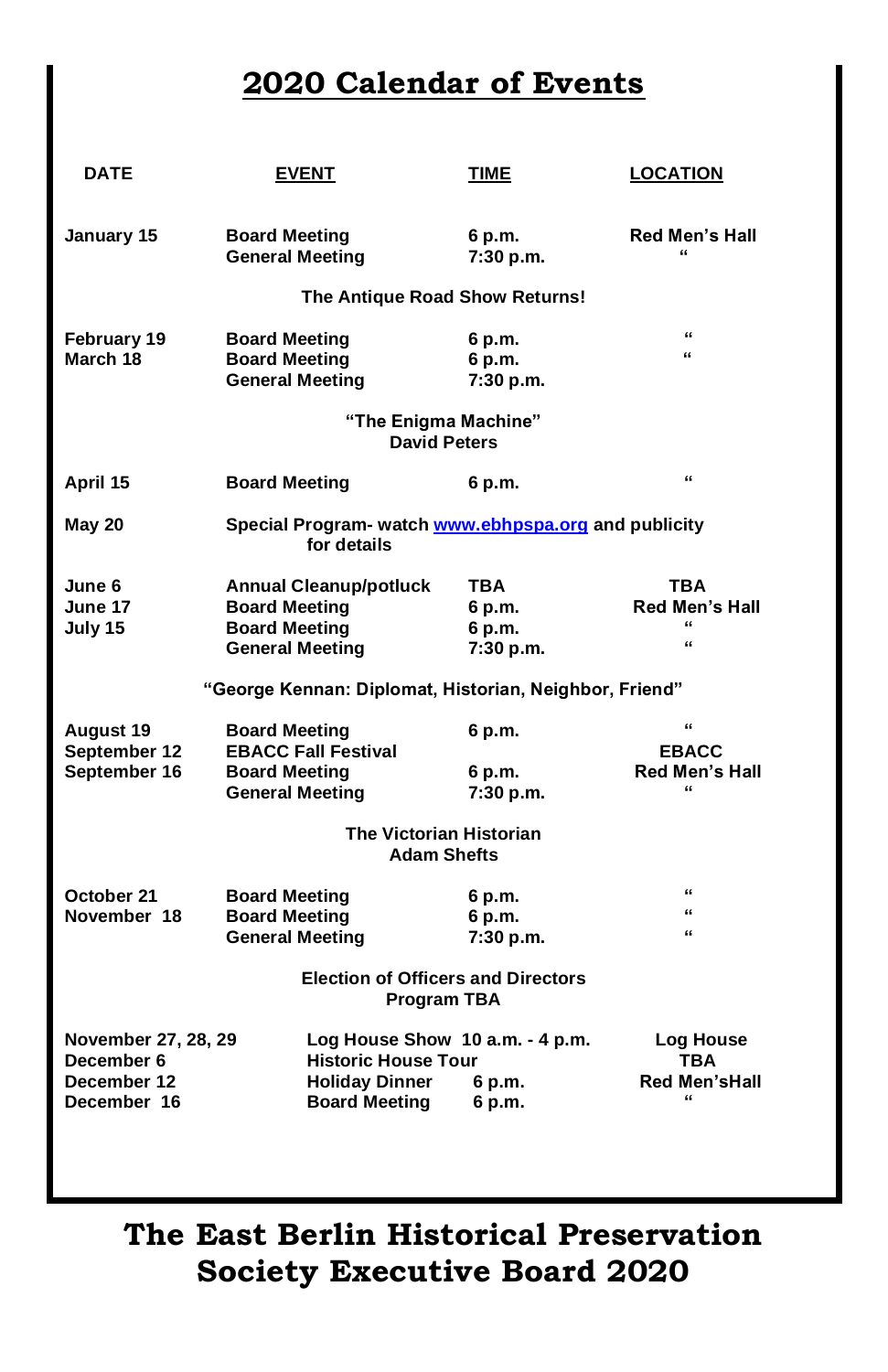# 2020 Calendar of Events

| DATE | EVENT | TIME | LOCATION |
|---|---|---|---|
| January 15 | Board Meeting | 6 p.m. | Red Men's Hall |
| | General Meeting | 7:30 p.m. | " |
| | **The Antique Road Show Returns!** | | |
| February 19 | Board Meeting | 6 p.m. | " |
| March 18 | Board Meeting | 6 p.m. | " |
| | General Meeting | 7:30 p.m. | |
| | **"The Enigma Machine" David Peters** | | |
| April 15 | Board Meeting | 6 p.m. | " |
| May 20 | Special Program- watch www.ebhpspa.org and publicity for details | | |
| June 6 | Annual Cleanup/potluck | TBA | TBA |
| June 17 | Board Meeting | 6 p.m. | Red Men's Hall |
| July 15 | Board Meeting | 6 p.m. | " |
| | General Meeting | 7:30 p.m. | " |
| | **"George Kennan: Diplomat, Historian, Neighbor, Friend"** | | |
| August 19 | Board Meeting | 6 p.m. | " |
| September 12 | EBACC Fall Festival | | EBACC |
| September 16 | Board Meeting | 6 p.m. | Red Men's Hall |
| | General Meeting | 7:30 p.m. | " |
| | **The Victorian Historian Adam Shefts** | | |
| October 21 | Board Meeting | 6 p.m. | " |
| November 18 | Board Meeting | 6 p.m. | " |
| | General Meeting | 7:30 p.m. | " |
| | **Election of Officers and Directors Program TBA** | | |
| November 27, 28, 29 | Log House Show | 10 a.m. - 4 p.m. | Log House |
| December 6 | Historic House Tour | | TBA |
| December 12 | Holiday Dinner | 6 p.m. | Red Men'sHall |
| December 16 | Board Meeting | 6 p.m. | " |

# The East Berlin Historical Preservation Society Executive Board 2020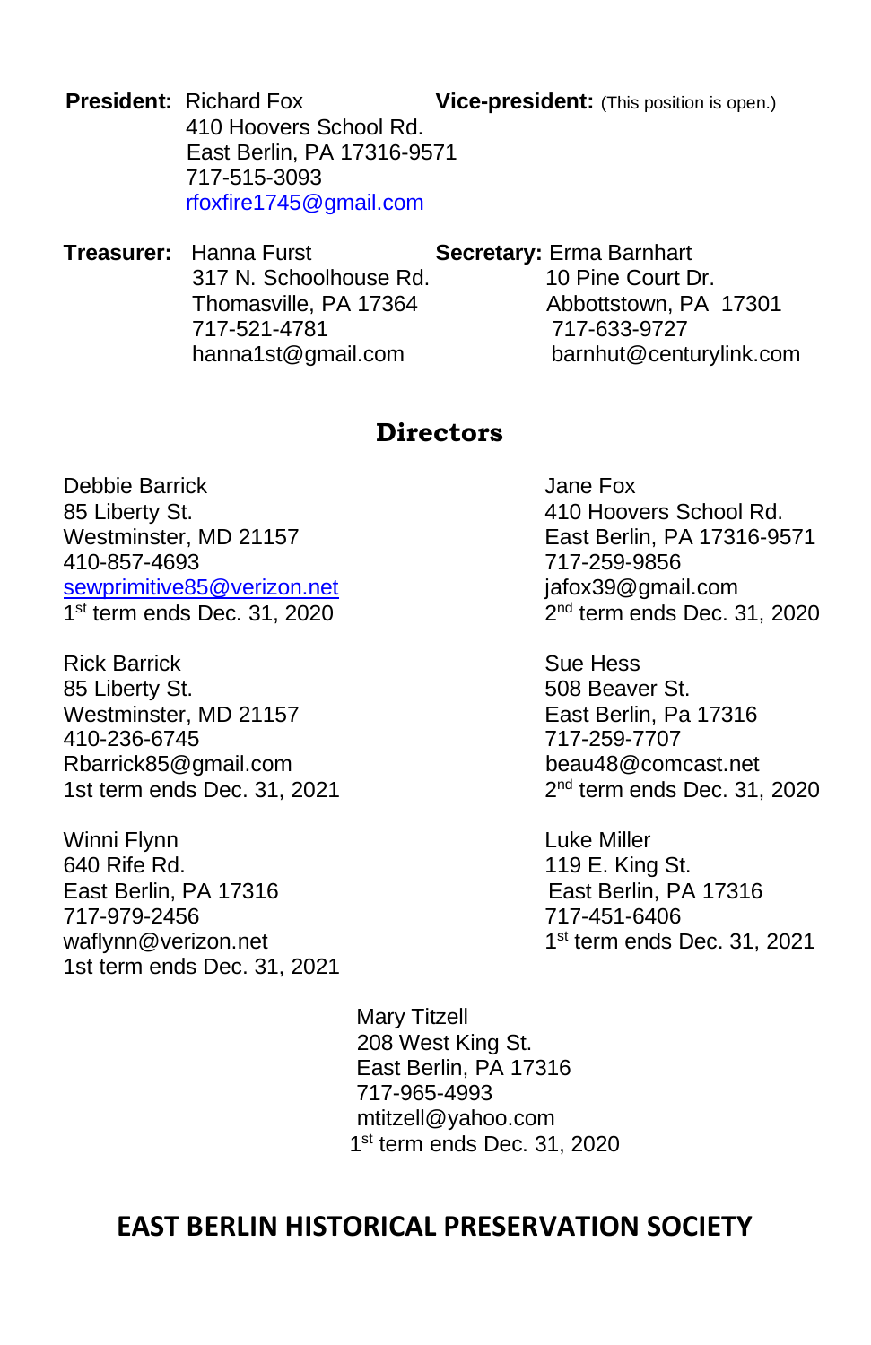**President:** Richard Fox
410 Hoovers School Rd.
East Berlin, PA 17316-9571
717-515-3093
rfoxfire1745@gmail.com

**Vice-president:** (This position is open.)

**Treasurer:** Hanna Furst
317 N. Schoolhouse Rd.
Thomasville, PA 17364
717-521-4781
hanna1st@gmail.com

**Secretary:** Erma Barnhart
10 Pine Court Dr.
Abbottstown, PA 17301
717-633-9727
barnhut@centurylink.com

## Directors

Debbie Barrick
85 Liberty St.
Westminster, MD 21157
410-857-4693
sewprimitive85@verizon.net
1st term ends Dec. 31, 2020

Rick Barrick
85 Liberty St.
Westminster, MD 21157
410-236-6745
Rbarrick85@gmail.com
1st term ends Dec. 31, 2021

Winni Flynn
640 Rife Rd.
East Berlin, PA 17316
717-979-2456
waflynn@verizon.net
1st term ends Dec. 31, 2021

Jane Fox
410 Hoovers School Rd.
East Berlin, PA 17316-9571
717-259-9856
jafox39@gmail.com
2nd term ends Dec. 31, 2020

Sue Hess
508 Beaver St.
East Berlin, Pa 17316
717-259-7707
beau48@comcast.net
2nd term ends Dec. 31, 2020

Luke Miller
119 E. King St.
East Berlin, PA 17316
717-451-6406
1st term ends Dec. 31, 2021

Mary Titzell
208 West King St.
East Berlin, PA 17316
717-965-4993
mtitzell@yahoo.com
1st term ends Dec. 31, 2020

**EAST BERLIN HISTORICAL PRESERVATION SOCIETY**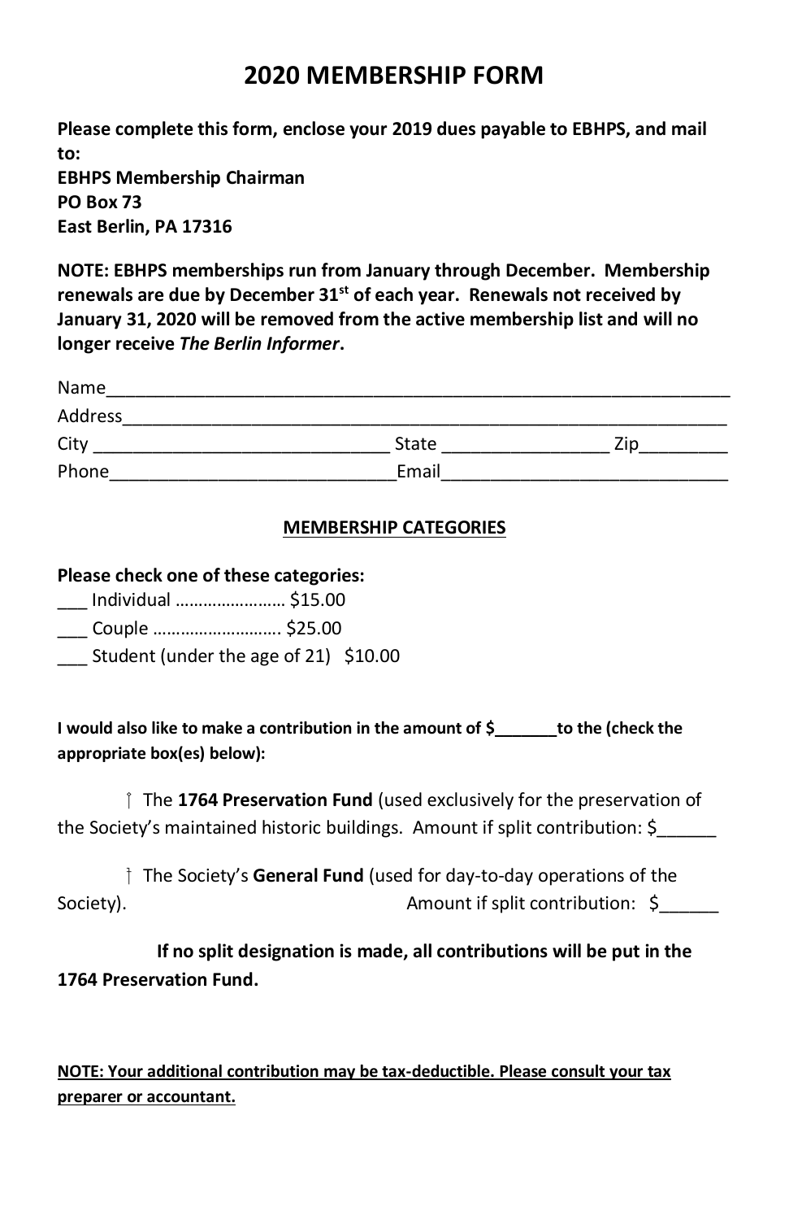# 2020 MEMBERSHIP FORM

**Please complete this form, enclose your 2019 dues payable to EBHPS, and mail to:**
**EBHPS Membership Chairman**
**PO Box 73**
**East Berlin, PA 17316**

**NOTE: EBHPS memberships run from January through December. Membership renewals are due by December 31st of each year. Renewals not received by January 31, 2020 will be removed from the active membership list and will no longer receive *The Berlin Informer*.**

Name_______________________________________________________________

Address_____________________________________________________________

City _____________________________ State ________________ Zip_________

Phone____________________________Email_____________________________

## MEMBERSHIP CATEGORIES

**Please check one of these categories:**

___ Individual …………………… $15.00

___ Couple ……………………… $25.00

___ Student (under the age of 21) $10.00

**I would also like to make a contribution in the amount of $_______to the (check the appropriate box(es) below):**

☐ The **1764 Preservation Fund** (used exclusively for the preservation of the Society's maintained historic buildings. Amount if split contribution: $______

☐ The Society's **General Fund** (used for day-to-day operations of the Society). Amount if split contribution: $______

**If no split designation is made, all contributions will be put in the 1764 Preservation Fund.**

**NOTE: Your additional contribution may be tax-deductible. Please consult your tax preparer or accountant.**